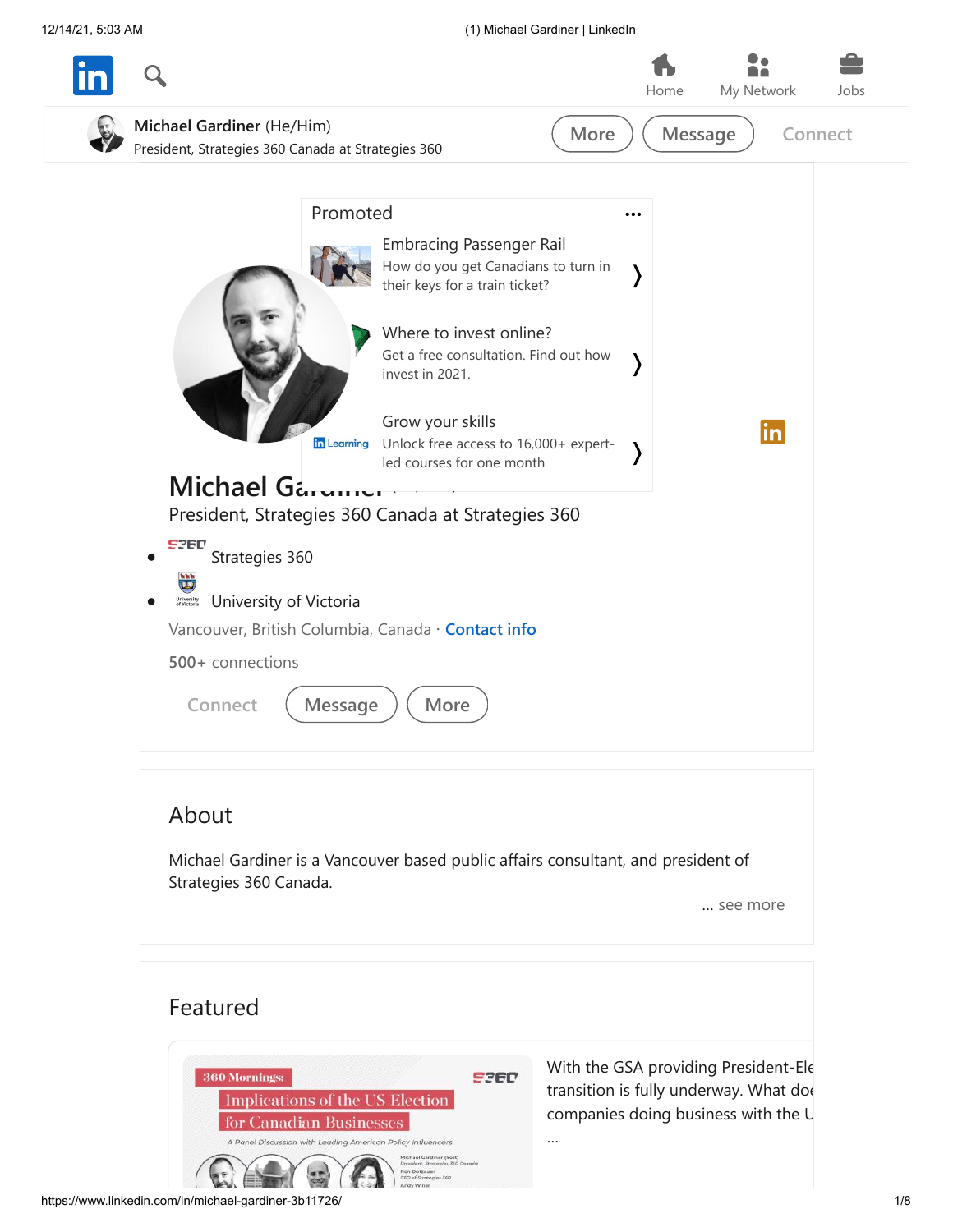Michael Gardiner (He/Him)
President, Strategies 360 Canada at Strategies 360

More | Message | Connect

Promoted

**Embracing Passenger Rail**
How do you get Canadians to turn in their keys for a train ticket?

**Where to invest online?**
Get a free consultation. Find out how invest in 2021.

**Grow your skills**
Unlock free access to 16,000+ expert-led courses for one month

# Michael Gardiner

President, Strategies 360 Canada at Strategies 360

- Strategies 360
- University of Victoria

Vancouver, British Columbia, Canada · Contact info

500+ connections

Connect | Message | More

## About

Michael Gardiner is a Vancouver based public affairs consultant, and president of Strategies 360 Canada.

... see more

## Featured

360 Mornings: Implications of the US Election for Canadian Businesses
A Panel Discussion with Leading American Policy Influencers

With the GSA providing President-Ele transition is fully underway. What doe companies doing business with the U ...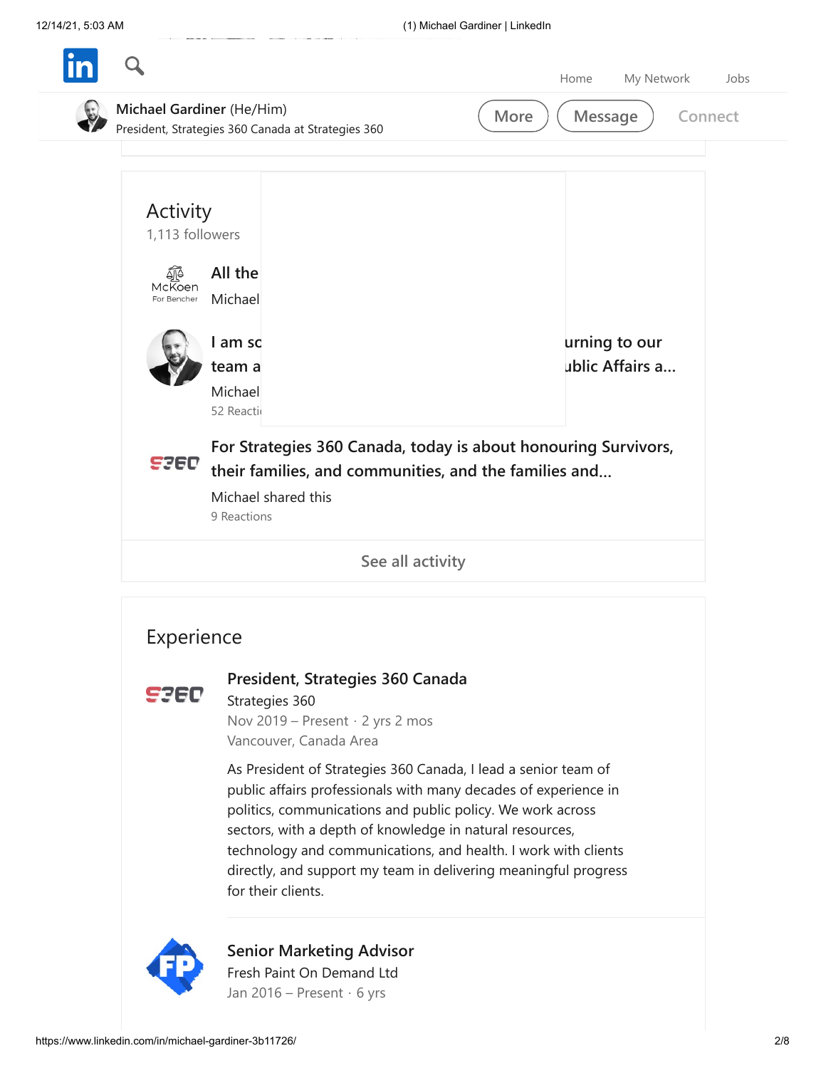Michael Gardiner (He/Him)
President, Strategies 360 Canada at Strategies 360

More | Message | Connect

## Activity

1,113 followers

All the
Michael

I am sc urning to our team a ublic Affairs a...
Michael
52 Reacti

For Strategies 360 Canada, today is about honouring Survivors, their families, and communities, and the families and...
Michael shared this
9 Reactions

See all activity

## Experience

### President, Strategies 360 Canada

Strategies 360
Nov 2019 – Present · 2 yrs 2 mos
Vancouver, Canada Area

As President of Strategies 360 Canada, I lead a senior team of public affairs professionals with many decades of experience in politics, communications and public policy. We work across sectors, with a depth of knowledge in natural resources, technology and communications, and health. I work with clients directly, and support my team in delivering meaningful progress for their clients.

### Senior Marketing Advisor

Fresh Paint On Demand Ltd
Jan 2016 – Present · 6 yrs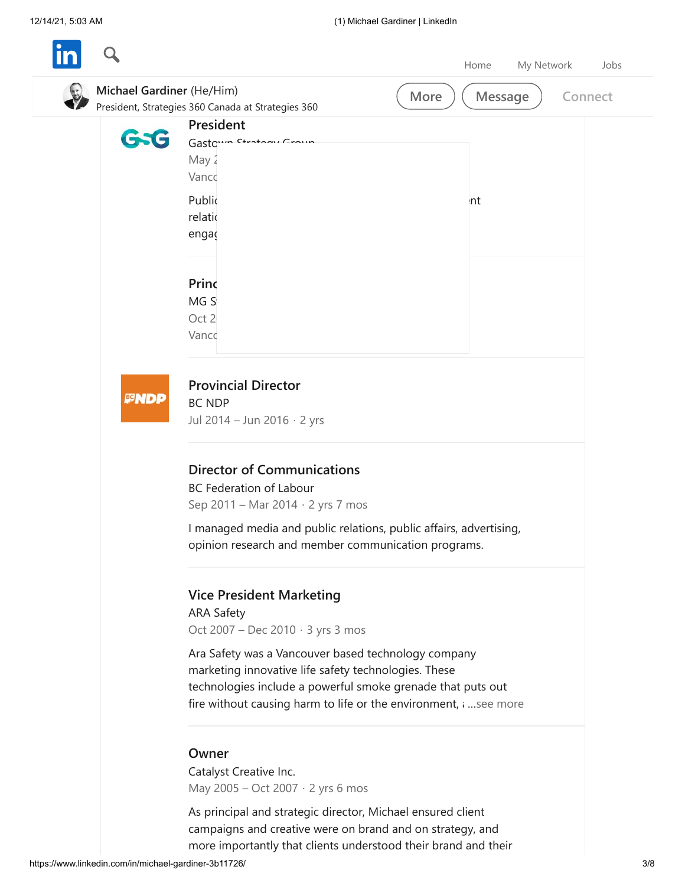Michael Gardiner (He/Him)
President, Strategies 360 Canada at Strategies 360

### President

Gastown Strategy Group
May 2
Vanco

Public ... nt
relatio
engag

### Princ

MG S
Oct 2
Vanco

### Provincial Director

BC NDP
Jul 2014 – Jun 2016 · 2 yrs

### Director of Communications

BC Federation of Labour
Sep 2011 – Mar 2014 · 2 yrs 7 mos

I managed media and public relations, public affairs, advertising, opinion research and member communication programs.

### Vice President Marketing

ARA Safety
Oct 2007 – Dec 2010 · 3 yrs 3 mos

Ara Safety was a Vancouver based technology company marketing innovative life safety technologies. These technologies include a powerful smoke grenade that puts out fire without causing harm to life or the environment, ...see more

### Owner

Catalyst Creative Inc.
May 2005 – Oct 2007 · 2 yrs 6 mos

As principal and strategic director, Michael ensured client campaigns and creative were on brand and on strategy, and more importantly that clients understood their brand and their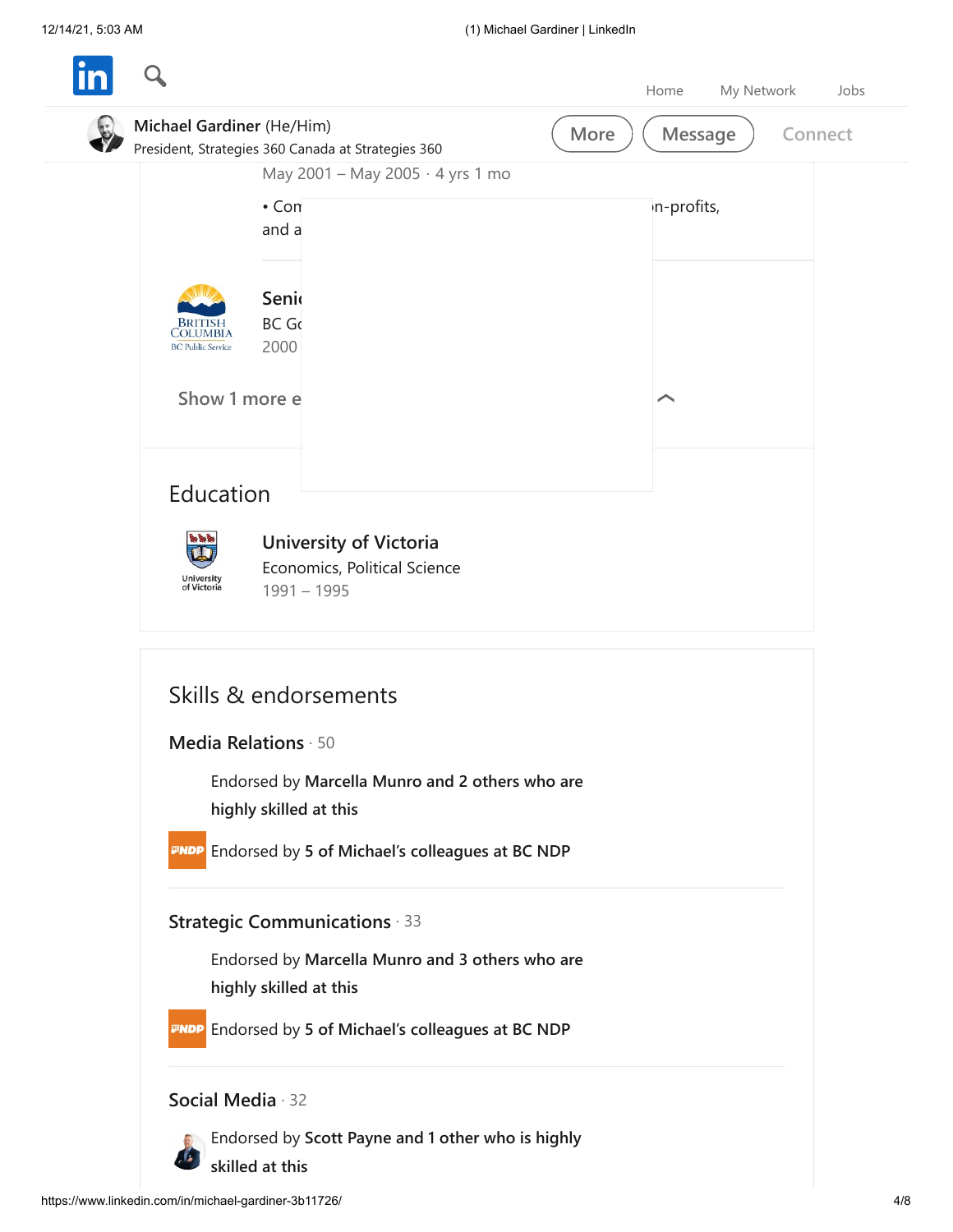Michael Gardiner (He/Him)
President, Strategies 360 Canada at Strategies 360

More | Message | Connect

May 2001 – May 2005 · 4 yrs 1 mo

• Com                                                                 n-profits,
and a

**Seni**
BC Go
2000

Show 1 more e

## Education

**University of Victoria**
Economics, Political Science
1991 – 1995

## Skills & endorsements

**Media Relations** · 50

Endorsed by **Marcella Munro and 2 others who are highly skilled at this**

Endorsed by **5 of Michael's colleagues at BC NDP**

**Strategic Communications** · 33

Endorsed by **Marcella Munro and 3 others who are highly skilled at this**

Endorsed by **5 of Michael's colleagues at BC NDP**

**Social Media** · 32

Endorsed by **Scott Payne and 1 other who is highly skilled at this**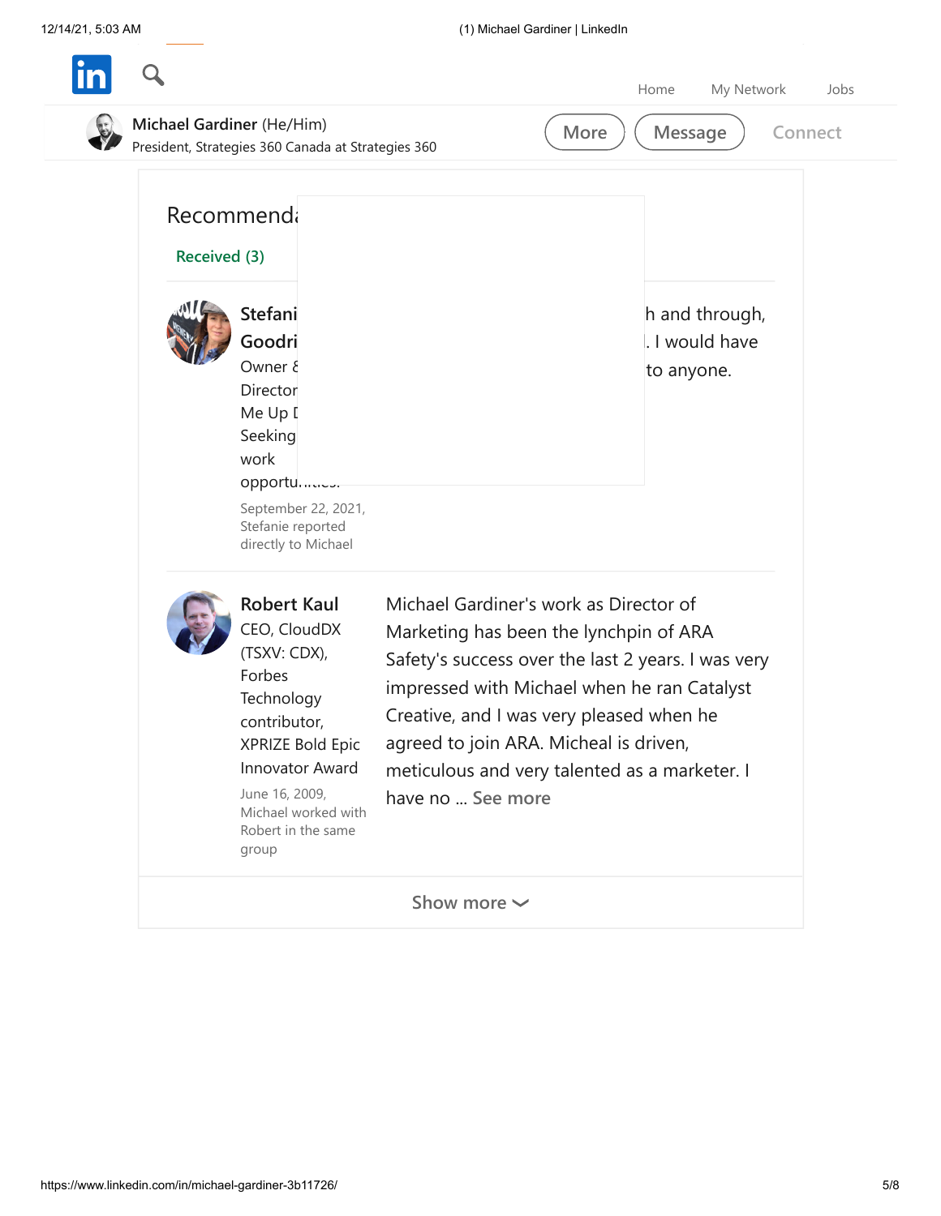Michael Gardiner (He/Him)
President, Strategies 360 Canada at Strategies 360

More | Message | Connect

## Recommenda

**Received (3)**

**Stefani Goodri**
Owner & Director Me Up D Seeking work opportu...

September 22, 2021, Stefanie reported directly to Michael

h and through, . I would have to anyone.

---

**Robert Kaul**
CEO, CloudDX (TSXV: CDX), Forbes Technology contributor, XPRIZE Bold Epic Innovator Award

June 16, 2009, Michael worked with Robert in the same group

Michael Gardiner's work as Director of Marketing has been the lynchpin of ARA Safety's success over the last 2 years. I was very impressed with Michael when he ran Catalyst Creative, and I was very pleased when he agreed to join ARA. Micheal is driven, meticulous and very talented as a marketer. I have no ... See more

Show more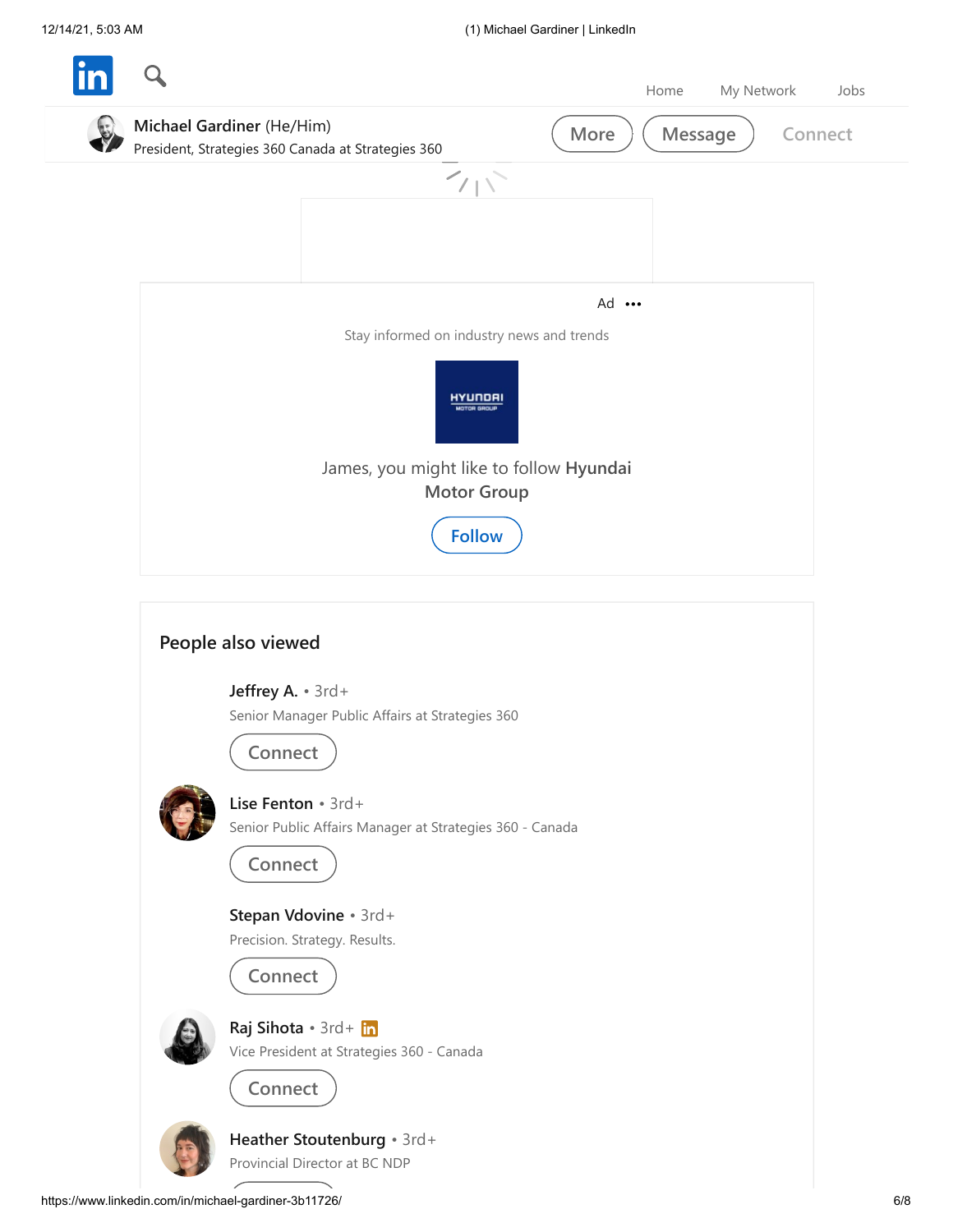Home My Network Jobs

**Michael Gardiner** (He/Him)
President, Strategies 360 Canada at Strategies 360

More Message Connect

Ad •••

Stay informed on industry news and trends

James, you might like to follow **Hyundai Motor Group**

Follow

## People also viewed

**Jeffrey A.** • 3rd+
Senior Manager Public Affairs at Strategies 360
Connect

**Lise Fenton** • 3rd+
Senior Public Affairs Manager at Strategies 360 - Canada
Connect

**Stepan Vdovine** • 3rd+
Precision. Strategy. Results.
Connect

**Raj Sihota** • 3rd+
Vice President at Strategies 360 - Canada
Connect

**Heather Stoutenburg** • 3rd+
Provincial Director at BC NDP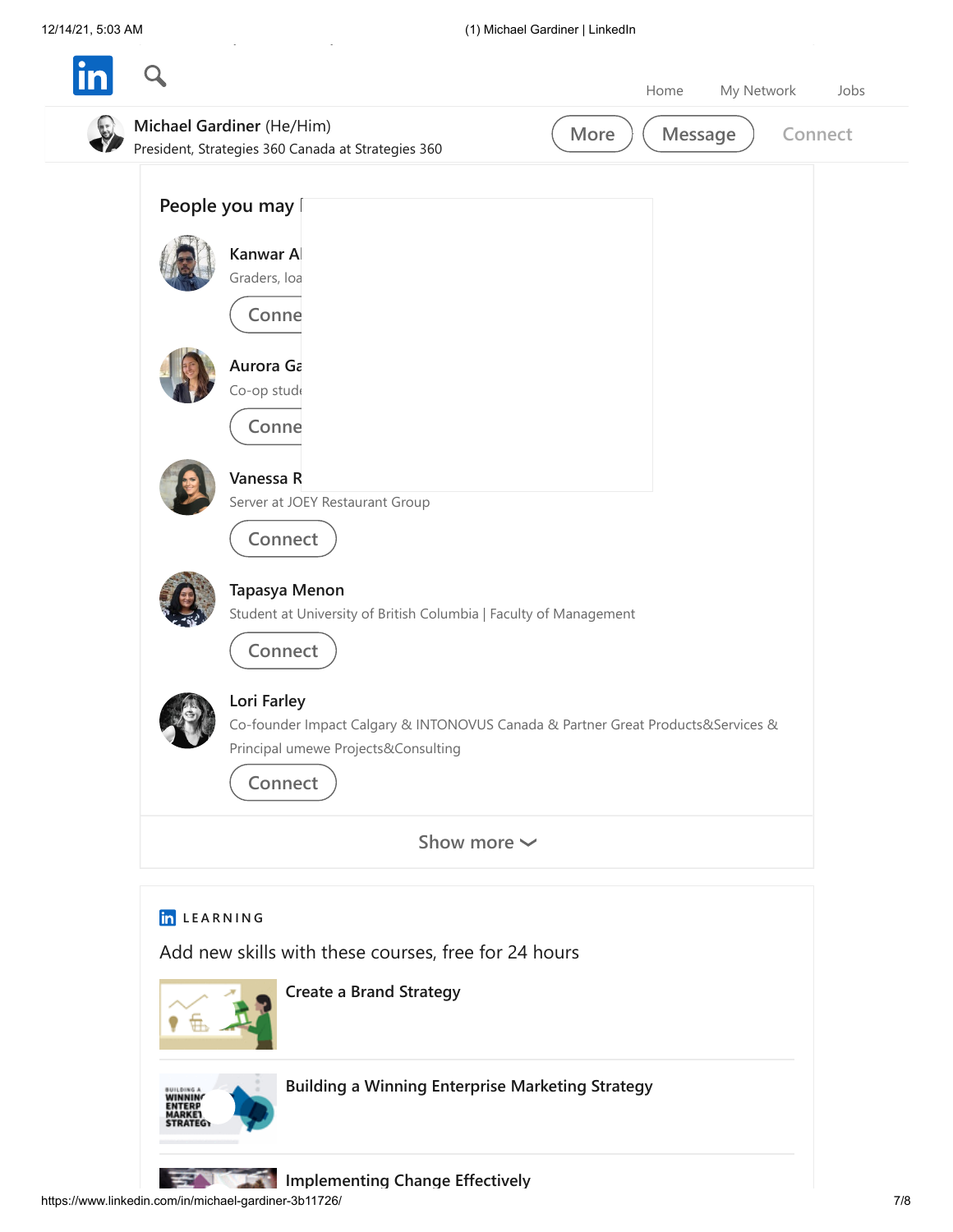Michael Gardiner (He/Him)
President, Strategies 360 Canada at Strategies 360

More Message Connect

## People you may [

**Kanwar Al**
Graders, loa

Conne

**Aurora Ga**
Co-op stud

Conne

**Vanessa R**
Server at JOEY Restaurant Group

Connect

**Tapasya Menon**
Student at University of British Columbia | Faculty of Management

Connect

**Lori Farley**
Co-founder Impact Calgary & INTONOVUS Canada & Partner Great Products&Services & Principal umewe Projects&Consulting

Connect

Show more

LEARNING

Add new skills with these courses, free for 24 hours

**Create a Brand Strategy**

**Building a Winning Enterprise Marketing Strategy**

**Implementing Change Effectively**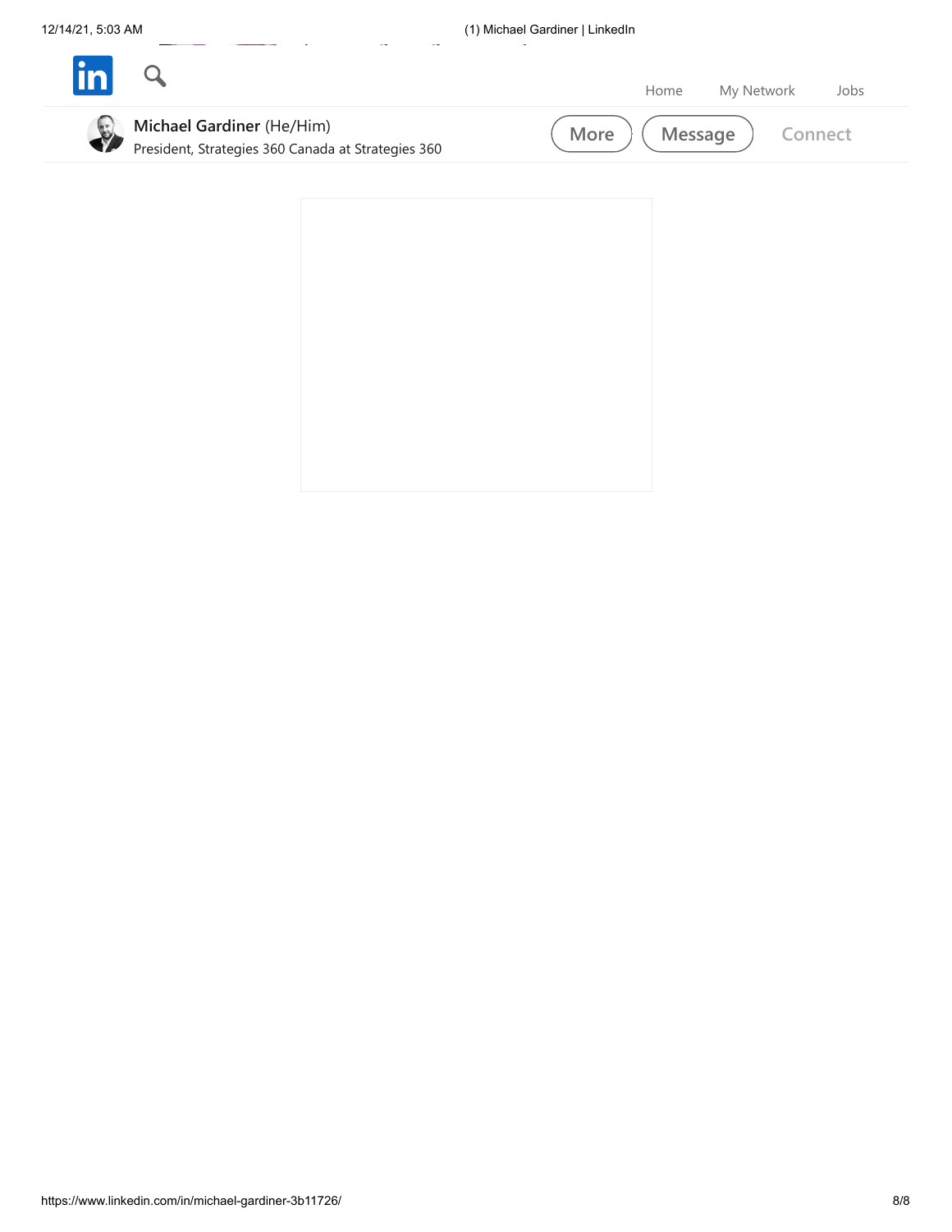Home My Network Jobs

**Michael Gardiner** (He/Him)

President, Strategies 360 Canada at Strategies 360

More Message Connect